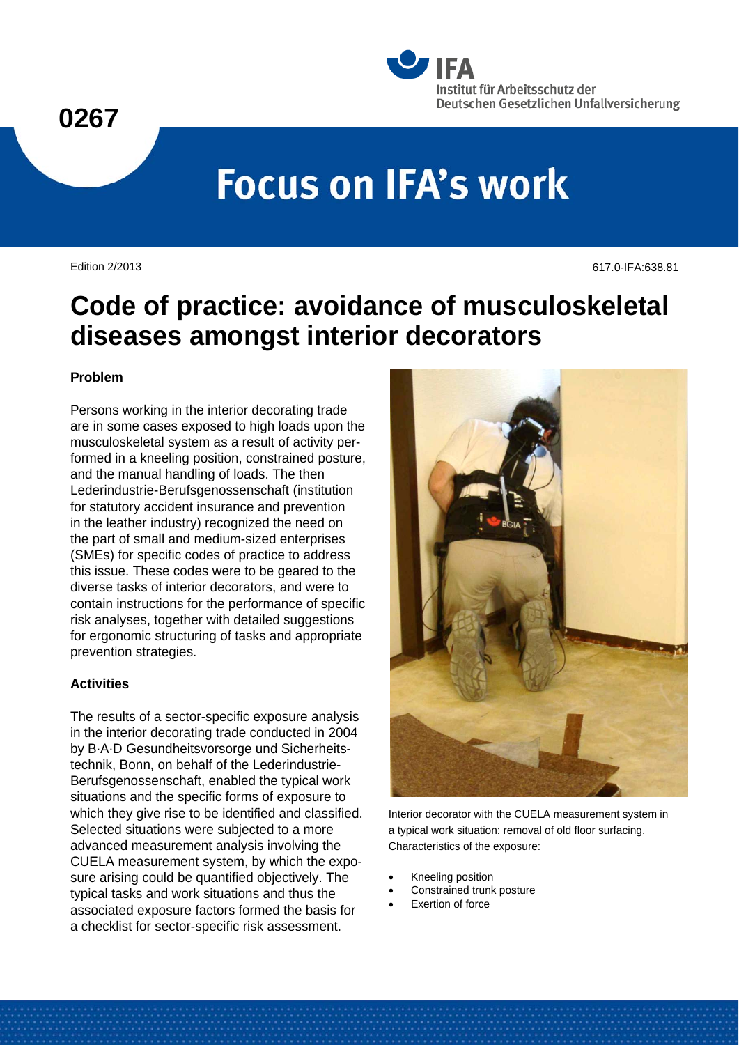0267

Institut für Arbeitsschutz der Deutschen Gesetzlichen Unfallversicherung

# Focus on IFA's work

Edition 2/2013

617.0-IFA:638.81

# Code of practice: avoidance of musculoskeletal diseases amongst interior decorators

### Problem

Persons working in the interior decorating trade are in some cases exposed to high loads upon the musculoskeletal system as a result of activity performed in a kneeling position, constrained posture, and the manual handling of loads. The then Lederindustrie-Berufsgenossenschaft (institution for statutory accident insurance and prevention in the leather industry) recognized the need on the part of small and medium-sized enterprises (SMEs) for specific codes of practice to address this issue. These codes were to be geared to the diverse tasks of interior decorators, and were to contain instructions for the performance of specific risk analyses, together with detailed suggestions for ergonomic structuring of tasks and appropriate prevention strategies.

### Activities

The results of a sector-specific exposure analysis in the interior decorating trade conducted in 2004 by B·A·D Gesundheitsvorsorge und Sicherheitstechnik, Bonn, on behalf of the Lederindustrie-Berufsgenossenschaft, enabled the typical work situations and the specific forms of exposure to which they give rise to be identified and classified. Selected situations were subjected to a more advanced measurement analysis involving the CUELA measurement system, by which the exposure arising could be quantified objectively. The typical tasks and work situations and thus the associated exposure factors formed the basis for a checklist for sector-specific risk assessment.

Interior decorator with the CUELA measurement system in a typical work situation: removal of old floor surfacing. Characteristics of the exposure:

- Kneeling position
- Constrained trunk posture
- Exertion of force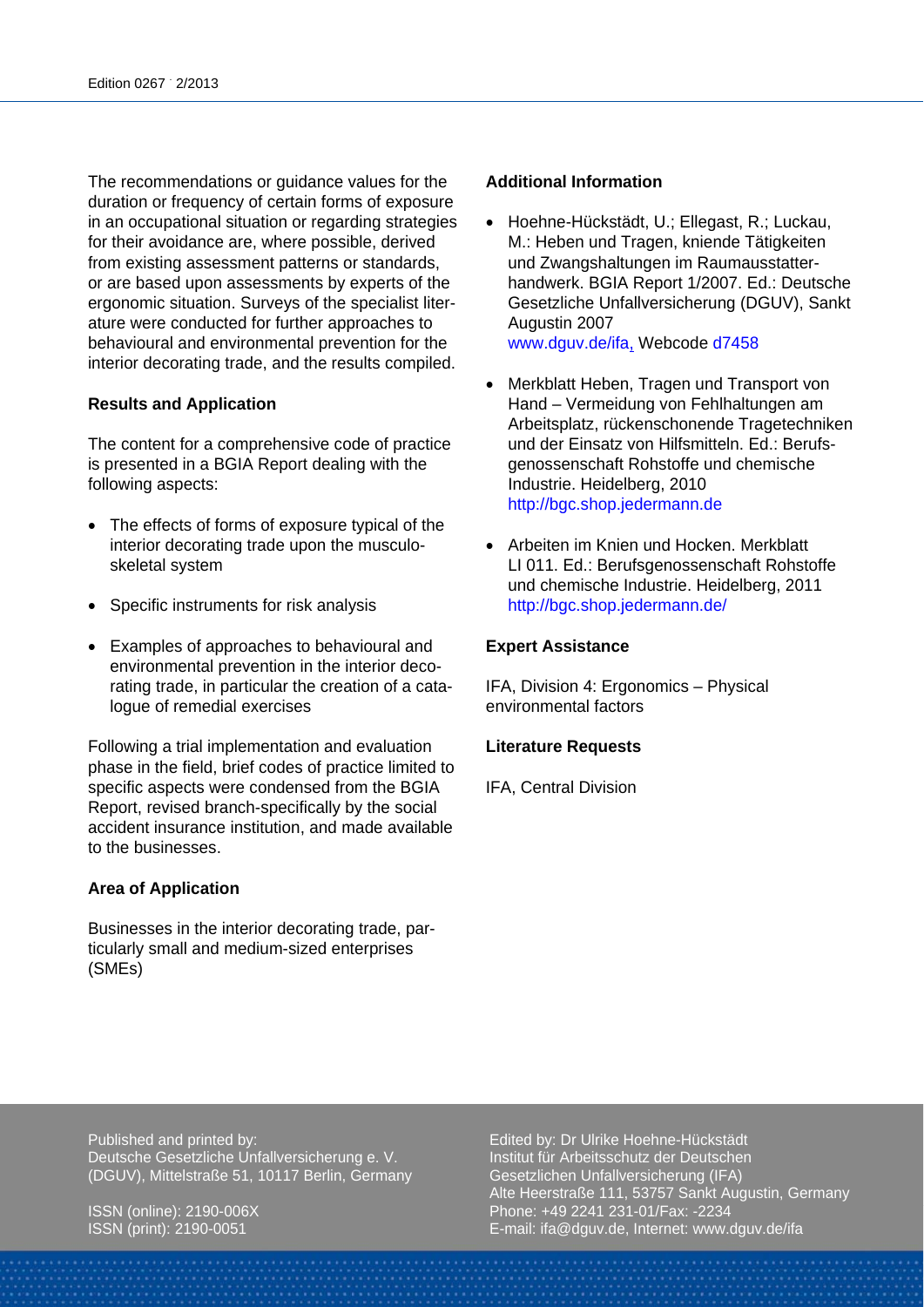The recommendations or guidance values for the duration or frequency of certain forms of exposure in an occupational situation or regarding strategies for their avoidance are, where possible, derived from existing assessment patterns or standards, or are based upon assessments by experts of the ergonomic situation. Surveys of the specialist literature were conducted for further approaches to behavioural and environmental prevention for the interior decorating trade, and the results compiled.

**Results and Application**

The content for a comprehensive code of practice is presented in a BGIA Report dealing with the following aspects:

- The effects of forms of exposure typical of the interior decorating trade upon the musculoskeletal system
- Specific instruments for risk analysis
- Examples of approaches to behavioural and environmental prevention in the interior decorating trade, in particular the creation of a catalogue of remedial exercises

Following a trial implementation and evaluation phase in the field, brief codes of practice limited to specific aspects were condensed from the BGIA Report, revised branch-specifically by the social accident insurance institution, and made available to the businesses.

**Area of Application**

Businesses in the interior decorating trade, particularly small and medium-sized enterprises (SMEs)

**Additional Information**

- Hoehne-Hückstädt, U.; Ellegast, R.; Luckau, M.: Heben und Tragen, kniende Tätigkeiten und Zwangshaltungen im Raumausstatterhandwerk. BGIA Report 1/2007. Ed.: Deutsche Gesetzliche Unfallversicherung (DGUV), Sankt Augustin 2007
  www.dguv.de/ifa, Webcode d7458
- Merkblatt Heben, Tragen und Transport von Hand – Vermeidung von Fehlhaltungen am Arbeitsplatz, rückenschonende Tragetechniken und der Einsatz von Hilfsmitteln. Ed.: Berufsgenossenschaft Rohstoffe und chemische Industrie. Heidelberg, 2010
  http://bgc.shop.jedermann.de
- Arbeiten im Knien und Hocken. Merkblatt LI 011. Ed.: Berufsgenossenschaft Rohstoffe und chemische Industrie. Heidelberg, 2011
  http://bgc.shop.jedermann.de/

**Expert Assistance**

IFA, Division 4: Ergonomics – Physical environmental factors

**Literature Requests**

IFA, Central Division

Published and printed by:
Deutsche Gesetzliche Unfallversicherung e. V. (DGUV), Mittelstraße 51, 10117 Berlin, Germany

ISSN (online): 2190-006X
ISSN (print): 2190-0051

Edited by: Dr Ulrike Hoehne-Hückstädt
Institut für Arbeitsschutz der Deutschen Gesetzlichen Unfallversicherung (IFA)
Alte Heerstraße 111, 53757 Sankt Augustin, Germany
Phone: +49 2241 231-01/Fax: -2234
E-mail: ifa@dguv.de, Internet: www.dguv.de/ifa